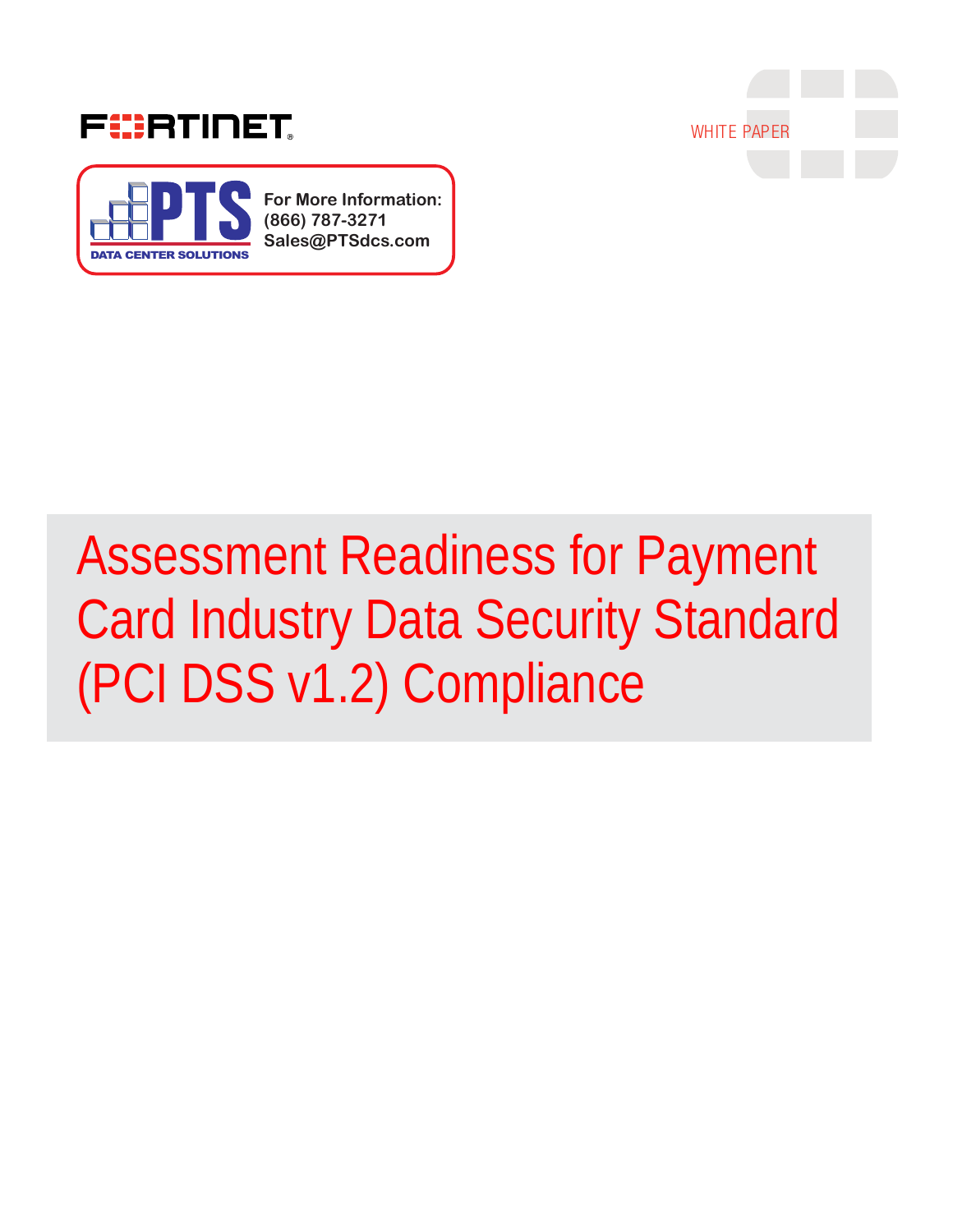FORTINET

WHITE PAPER

PTS DATA CENTER SOLUTIONS

For More Information:
(866) 787-3271
Sales@PTSdcs.com

# Assessment Readiness for Payment Card Industry Data Security Standard (PCI DSS v1.2) Compliance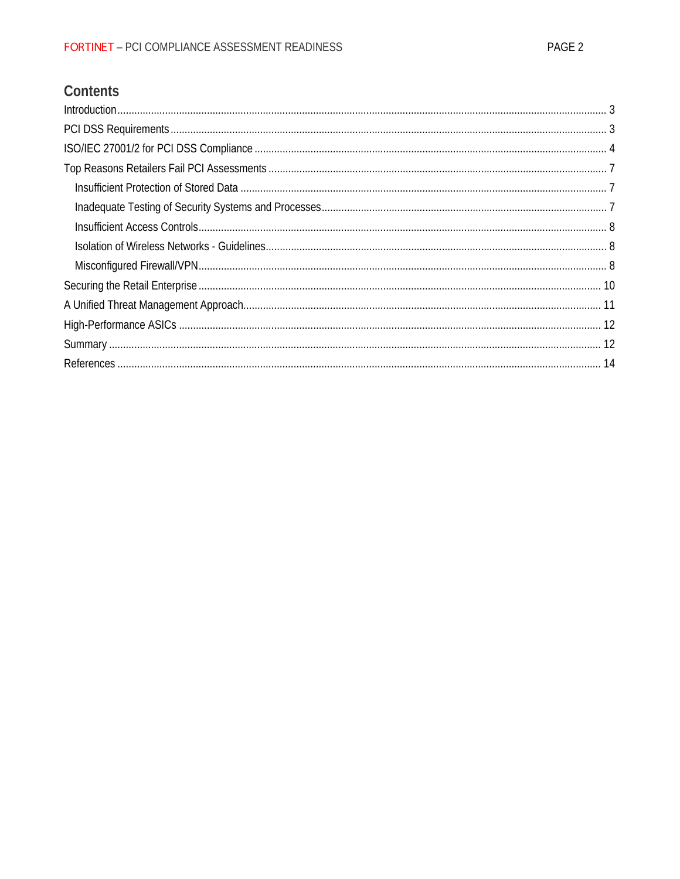## Contents

- Introduction ..... 3
- PCI DSS Requirements ..... 3
- ISO/IEC 27001/2 for PCI DSS Compliance ..... 4
- Top Reasons Retailers Fail PCI Assessments ..... 7
  - Insufficient Protection of Stored Data ..... 7
  - Inadequate Testing of Security Systems and Processes ..... 7
  - Insufficient Access Controls ..... 8
  - Isolation of Wireless Networks - Guidelines ..... 8
  - Misconfigured Firewall/VPN ..... 8
- Securing the Retail Enterprise ..... 10
- A Unified Threat Management Approach ..... 11
- High-Performance ASICs ..... 12
- Summary ..... 12
- References ..... 14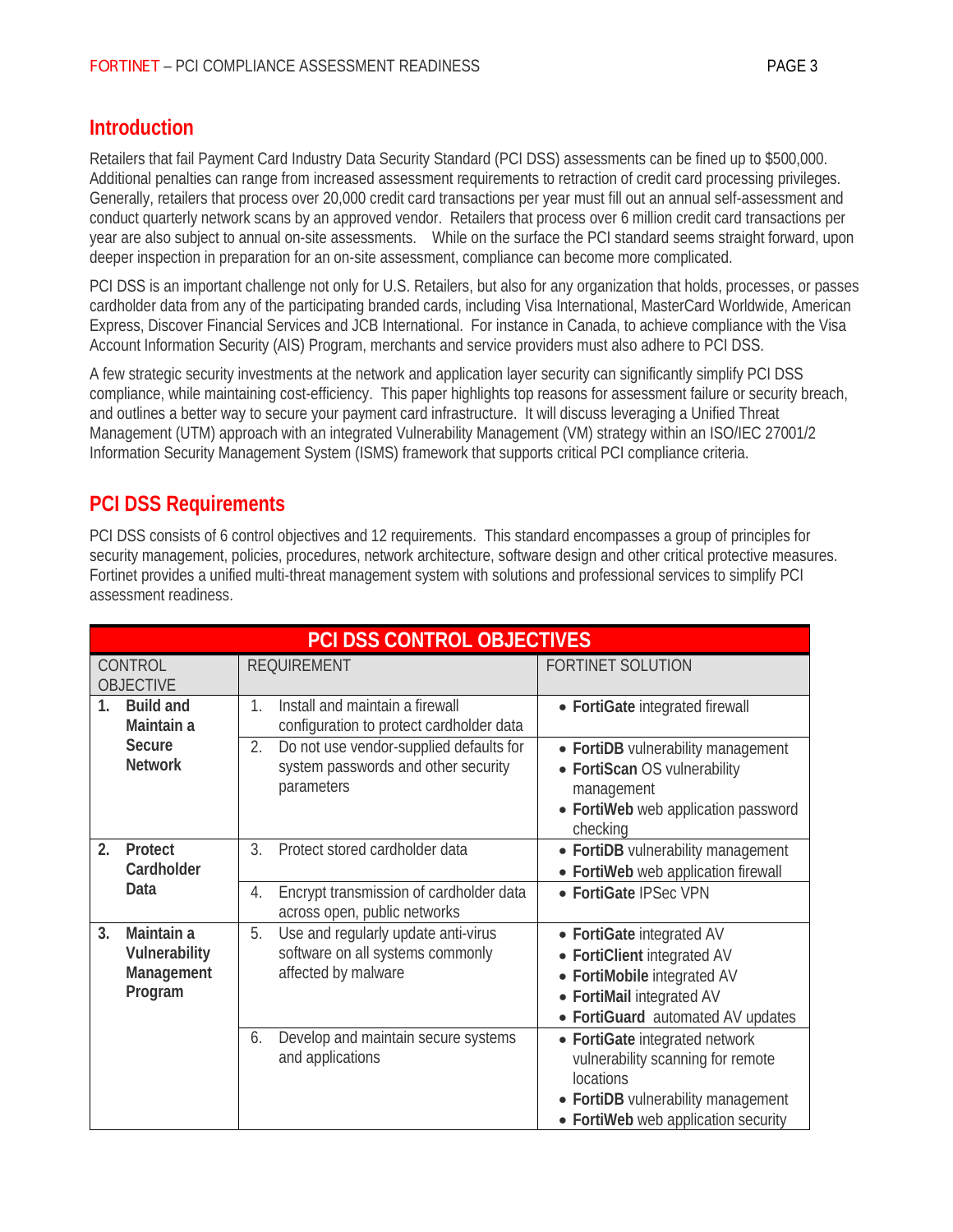## Introduction

Retailers that fail Payment Card Industry Data Security Standard (PCI DSS) assessments can be fined up to $500,000. Additional penalties can range from increased assessment requirements to retraction of credit card processing privileges. Generally, retailers that process over 20,000 credit card transactions per year must fill out an annual self-assessment and conduct quarterly network scans by an approved vendor. Retailers that process over 6 million credit card transactions per year are also subject to annual on-site assessments. While on the surface the PCI standard seems straight forward, upon deeper inspection in preparation for an on-site assessment, compliance can become more complicated.

PCI DSS is an important challenge not only for U.S. Retailers, but also for any organization that holds, processes, or passes cardholder data from any of the participating branded cards, including Visa International, MasterCard Worldwide, American Express, Discover Financial Services and JCB International. For instance in Canada, to achieve compliance with the Visa Account Information Security (AIS) Program, merchants and service providers must also adhere to PCI DSS.

A few strategic security investments at the network and application layer security can significantly simplify PCI DSS compliance, while maintaining cost-efficiency. This paper highlights top reasons for assessment failure or security breach, and outlines a better way to secure your payment card infrastructure. It will discuss leveraging a Unified Threat Management (UTM) approach with an integrated Vulnerability Management (VM) strategy within an ISO/IEC 27001/2 Information Security Management System (ISMS) framework that supports critical PCI compliance criteria.

## PCI DSS Requirements

PCI DSS consists of 6 control objectives and 12 requirements. This standard encompasses a group of principles for security management, policies, procedures, network architecture, software design and other critical protective measures. Fortinet provides a unified multi-threat management system with solutions and professional services to simplify PCI assessment readiness.

| PCI DSS CONTROL OBJECTIVES | | |
|---|---|---|
| CONTROL OBJECTIVE | REQUIREMENT | FORTINET SOLUTION |
| 1. **Build and Maintain a Secure Network** | 1. Install and maintain a firewall configuration to protect cardholder data | • **FortiGate** integrated firewall |
| | 2. Do not use vendor-supplied defaults for system passwords and other security parameters | • **FortiDB** vulnerability management<br>• **FortiScan** OS vulnerability management<br>• **FortiWeb** web application password checking |
| 2. **Protect Cardholder Data** | 3. Protect stored cardholder data | • **FortiDB** vulnerability management<br>• **FortiWeb** web application firewall |
| | 4. Encrypt transmission of cardholder data across open, public networks | • **FortiGate** IPSec VPN |
| 3. **Maintain a Vulnerability Management Program** | 5. Use and regularly update anti-virus software on all systems commonly affected by malware | • **FortiGate** integrated AV<br>• **FortiClient** integrated AV<br>• **FortiMobile** integrated AV<br>• **FortiMail** integrated AV<br>• **FortiGuard** automated AV updates |
| | 6. Develop and maintain secure systems and applications | • **FortiGate** integrated network vulnerability scanning for remote locations<br>• **FortiDB** vulnerability management<br>• **FortiWeb** web application security |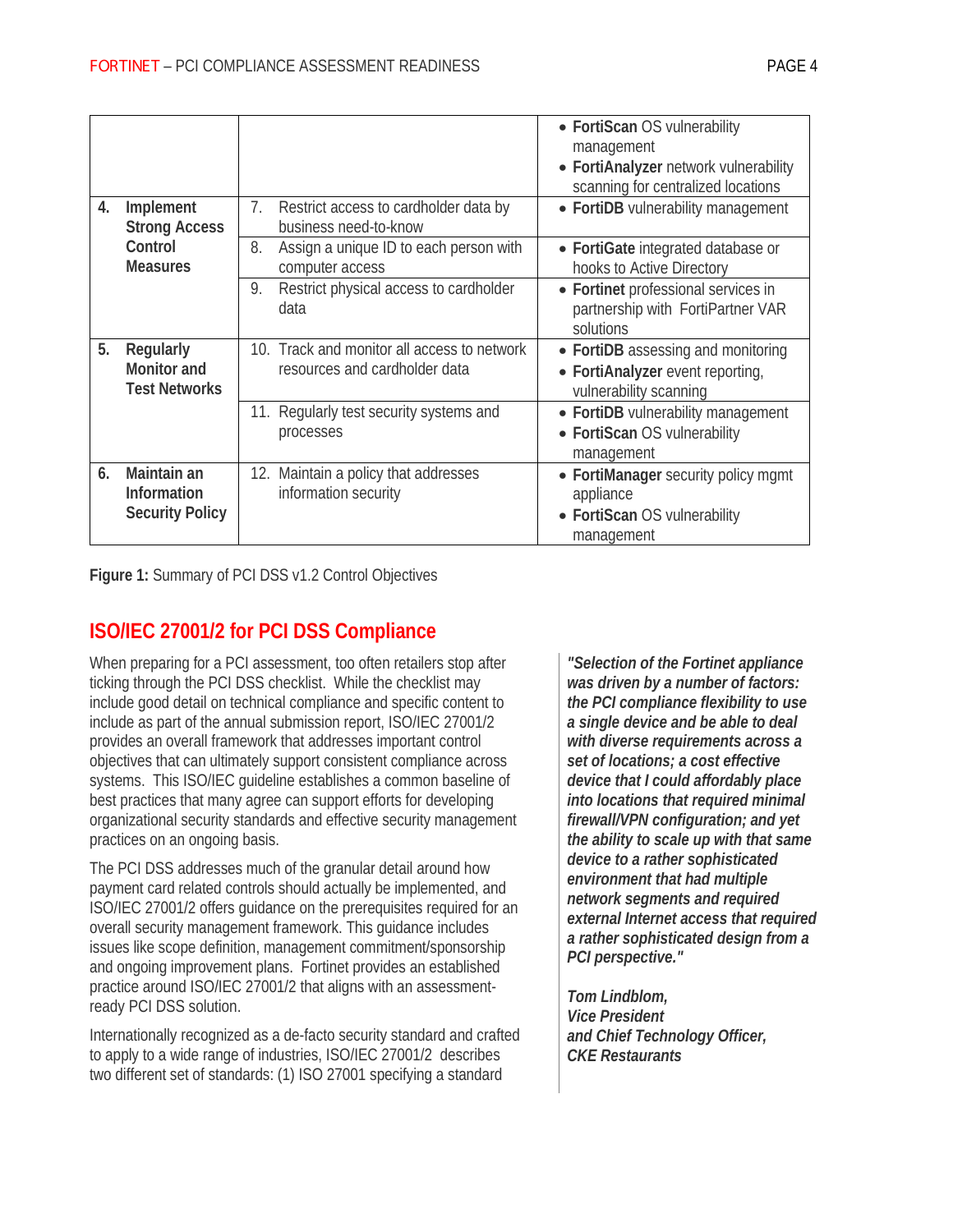| | | |
|---|---|---|
| | | • **FortiScan** OS vulnerability management<br>• **FortiAnalyzer** network vulnerability scanning for centralized locations |
| **4. Implement Strong Access Control Measures** | 7. Restrict access to cardholder data by business need-to-know | • **FortiDB** vulnerability management |
| | 8. Assign a unique ID to each person with computer access | • **FortiGate** integrated database or hooks to Active Directory |
| | 9. Restrict physical access to cardholder data | • **Fortinet** professional services in partnership with FortiPartner VAR solutions |
| **5. Regularly Monitor and Test Networks** | 10. Track and monitor all access to network resources and cardholder data | • **FortiDB** assessing and monitoring<br>• **FortiAnalyzer** event reporting, vulnerability scanning |
| | 11. Regularly test security systems and processes | • **FortiDB** vulnerability management<br>• **FortiScan** OS vulnerability management |
| **6. Maintain an Information Security Policy** | 12. Maintain a policy that addresses information security | • **FortiManager** security policy mgmt appliance<br>• **FortiScan** OS vulnerability management |

**Figure 1:** Summary of PCI DSS v1.2 Control Objectives

## ISO/IEC 27001/2 for PCI DSS Compliance

When preparing for a PCI assessment, too often retailers stop after ticking through the PCI DSS checklist. While the checklist may include good detail on technical compliance and specific content to include as part of the annual submission report, ISO/IEC 27001/2 provides an overall framework that addresses important control objectives that can ultimately support consistent compliance across systems. This ISO/IEC guideline establishes a common baseline of best practices that many agree can support efforts for developing organizational security standards and effective security management practices on an ongoing basis.

The PCI DSS addresses much of the granular detail around how payment card related controls should actually be implemented, and ISO/IEC 27001/2 offers guidance on the prerequisites required for an overall security management framework. This guidance includes issues like scope definition, management commitment/sponsorship and ongoing improvement plans. Fortinet provides an established practice around ISO/IEC 27001/2 that aligns with an assessment-ready PCI DSS solution.

Internationally recognized as a de-facto security standard and crafted to apply to a wide range of industries, ISO/IEC 27001/2 describes two different set of standards: (1) ISO 27001 specifying a standard

***"Selection of the Fortinet appliance was driven by a number of factors: the PCI compliance flexibility to use a single device and be able to deal with diverse requirements across a set of locations; a cost effective device that I could affordably place into locations that required minimal firewall/VPN configuration; and yet the ability to scale up with that same device to a rather sophisticated environment that had multiple network segments and required external Internet access that required a rather sophisticated design from a PCI perspective."***

***Tom Lindblom,***
***Vice President***
***and Chief Technology Officer,***
***CKE Restaurants***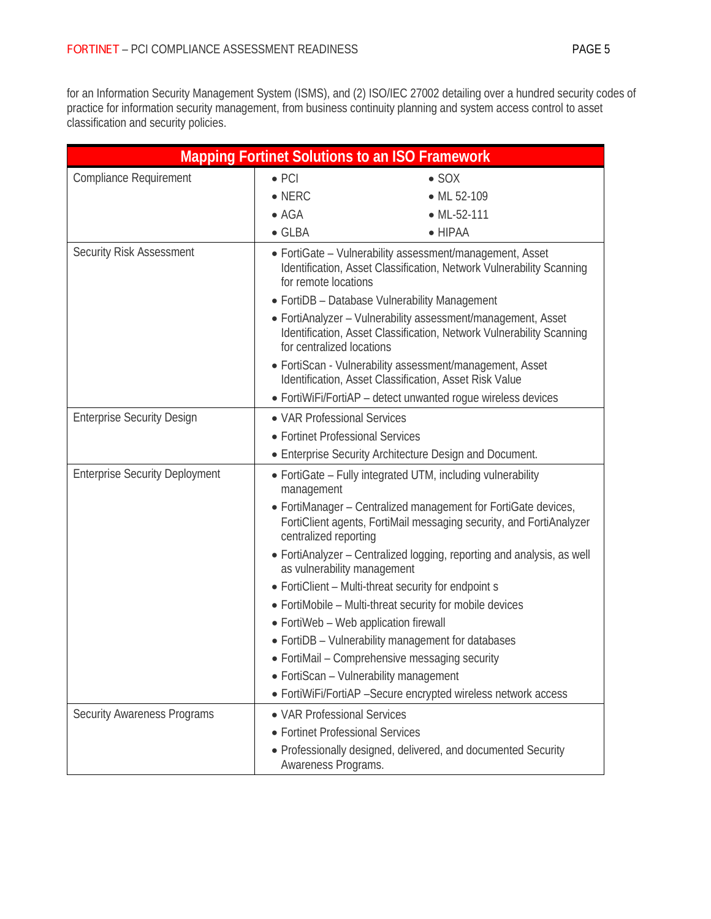for an Information Security Management System (ISMS), and (2) ISO/IEC 27002 detailing over a hundred security codes of practice for information security management, from business continuity planning and system access control to asset classification and security policies.

| Mapping Fortinet Solutions to an ISO Framework | |
|---|---|
| Compliance Requirement | • PCI • SOX<br>• NERC • ML 52-109<br>• AGA • ML-52-111<br>• GLBA • HIPAA |
| Security Risk Assessment | • FortiGate – Vulnerability assessment/management, Asset Identification, Asset Classification, Network Vulnerability Scanning for remote locations<br>• FortiDB – Database Vulnerability Management<br>• FortiAnalyzer – Vulnerability assessment/management, Asset Identification, Asset Classification, Network Vulnerability Scanning for centralized locations<br>• FortiScan - Vulnerability assessment/management, Asset Identification, Asset Classification, Asset Risk Value<br>• FortiWiFi/FortiAP – detect unwanted rogue wireless devices |
| Enterprise Security Design | • VAR Professional Services<br>• Fortinet Professional Services<br>• Enterprise Security Architecture Design and Document. |
| Enterprise Security Deployment | • FortiGate – Fully integrated UTM, including vulnerability management<br>• FortiManager – Centralized management for FortiGate devices, FortiClient agents, FortiMail messaging security, and FortiAnalyzer centralized reporting<br>• FortiAnalyzer – Centralized logging, reporting and analysis, as well as vulnerability management<br>• FortiClient – Multi-threat security for endpoint s<br>• FortiMobile – Multi-threat security for mobile devices<br>• FortiWeb – Web application firewall<br>• FortiDB – Vulnerability management for databases<br>• FortiMail – Comprehensive messaging security<br>• FortiScan – Vulnerability management<br>• FortiWiFi/FortiAP –Secure encrypted wireless network access |
| Security Awareness Programs | • VAR Professional Services<br>• Fortinet Professional Services<br>• Professionally designed, delivered, and documented Security Awareness Programs. |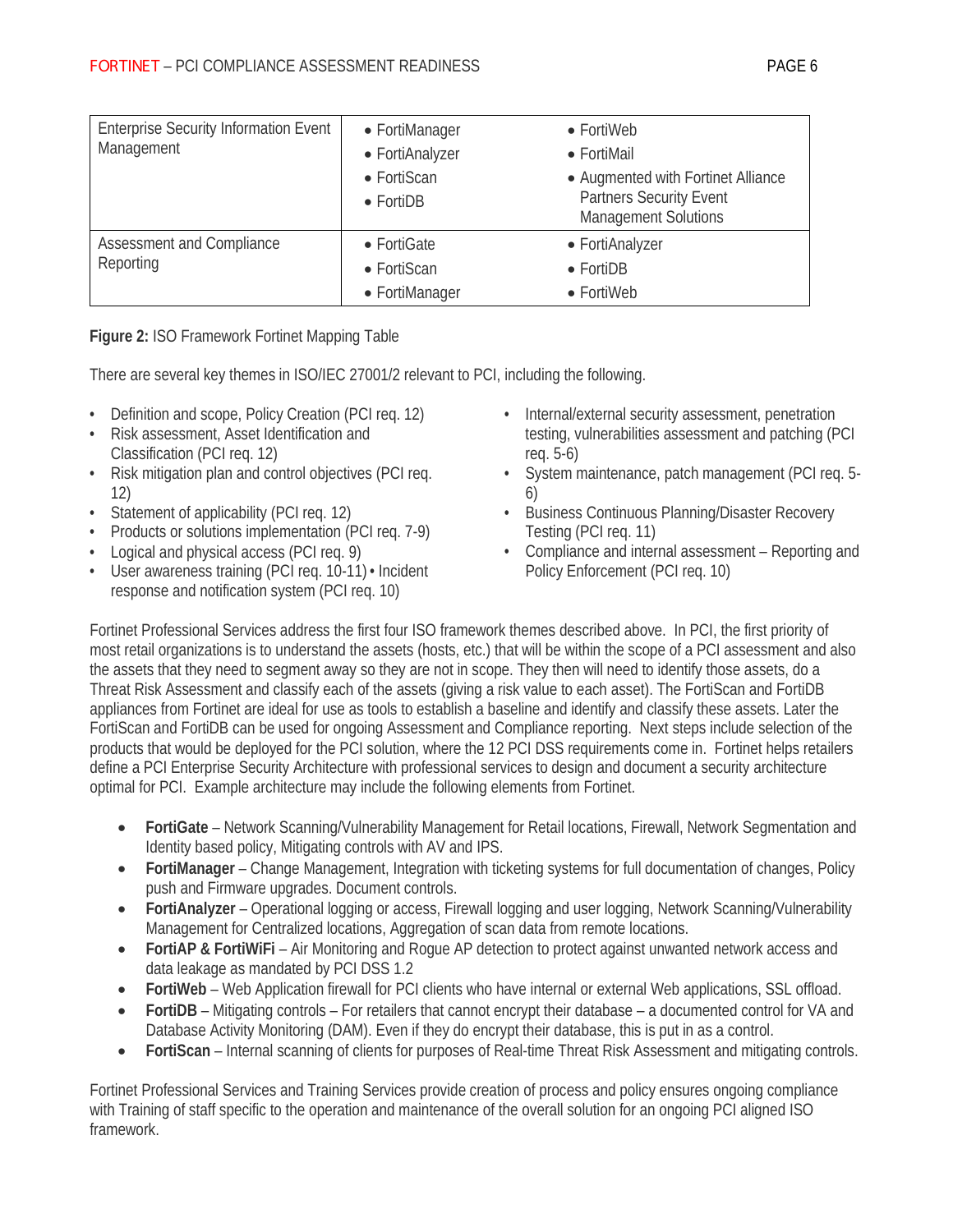| | | |
|---|---|---|
| Enterprise Security Information Event Management | • FortiManager<br>• FortiAnalyzer<br>• FortiScan<br>• FortiDB | • FortiWeb<br>• FortiMail<br>• Augmented with Fortinet Alliance Partners Security Event Management Solutions |
| Assessment and Compliance Reporting | • FortiGate<br>• FortiScan<br>• FortiManager | • FortiAnalyzer<br>• FortiDB<br>• FortiWeb |

**Figure 2:** ISO Framework Fortinet Mapping Table

There are several key themes in ISO/IEC 27001/2 relevant to PCI, including the following.

- Definition and scope, Policy Creation (PCI req. 12)
- Risk assessment, Asset Identification and Classification (PCI req. 12)
- Risk mitigation plan and control objectives (PCI req. 12)
- Statement of applicability (PCI req. 12)
- Products or solutions implementation (PCI req. 7-9)
- Logical and physical access (PCI req. 9)
- User awareness training (PCI req. 10-11) • Incident response and notification system (PCI req. 10)
- Internal/external security assessment, penetration testing, vulnerabilities assessment and patching (PCI req. 5-6)
- System maintenance, patch management (PCI req. 5-6)
- Business Continuous Planning/Disaster Recovery Testing (PCI req. 11)
- Compliance and internal assessment – Reporting and Policy Enforcement (PCI req. 10)

Fortinet Professional Services address the first four ISO framework themes described above. In PCI, the first priority of most retail organizations is to understand the assets (hosts, etc.) that will be within the scope of a PCI assessment and also the assets that they need to segment away so they are not in scope. They then will need to identify those assets, do a Threat Risk Assessment and classify each of the assets (giving a risk value to each asset). The FortiScan and FortiDB appliances from Fortinet are ideal for use as tools to establish a baseline and identify and classify these assets. Later the FortiScan and FortiDB can be used for ongoing Assessment and Compliance reporting. Next steps include selection of the products that would be deployed for the PCI solution, where the 12 PCI DSS requirements come in. Fortinet helps retailers define a PCI Enterprise Security Architecture with professional services to design and document a security architecture optimal for PCI. Example architecture may include the following elements from Fortinet.

- **FortiGate** – Network Scanning/Vulnerability Management for Retail locations, Firewall, Network Segmentation and Identity based policy, Mitigating controls with AV and IPS.
- **FortiManager** – Change Management, Integration with ticketing systems for full documentation of changes, Policy push and Firmware upgrades. Document controls.
- **FortiAnalyzer** – Operational logging or access, Firewall logging and user logging, Network Scanning/Vulnerability Management for Centralized locations, Aggregation of scan data from remote locations.
- **FortiAP & FortiWiFi** – Air Monitoring and Rogue AP detection to protect against unwanted network access and data leakage as mandated by PCI DSS 1.2
- **FortiWeb** – Web Application firewall for PCI clients who have internal or external Web applications, SSL offload.
- **FortiDB** – Mitigating controls – For retailers that cannot encrypt their database – a documented control for VA and Database Activity Monitoring (DAM). Even if they do encrypt their database, this is put in as a control.
- **FortiScan** – Internal scanning of clients for purposes of Real-time Threat Risk Assessment and mitigating controls.

Fortinet Professional Services and Training Services provide creation of process and policy ensures ongoing compliance with Training of staff specific to the operation and maintenance of the overall solution for an ongoing PCI aligned ISO framework.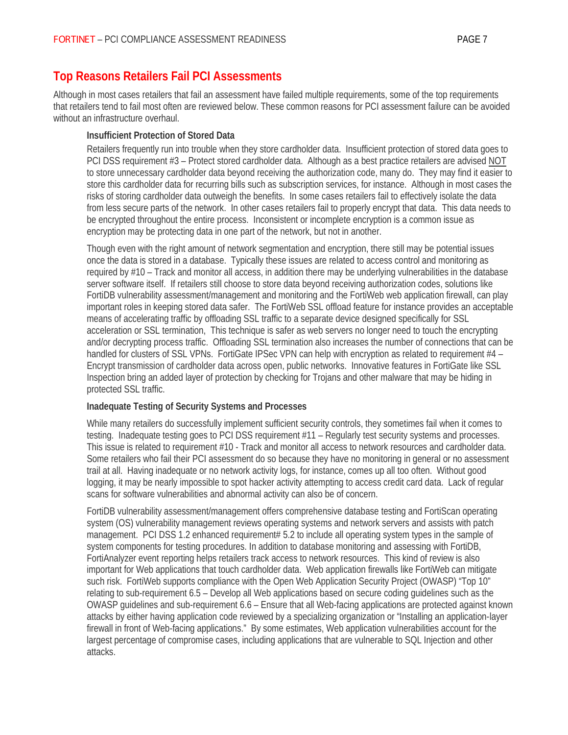## Top Reasons Retailers Fail PCI Assessments

Although in most cases retailers that fail an assessment have failed multiple requirements, some of the top requirements that retailers tend to fail most often are reviewed below. These common reasons for PCI assessment failure can be avoided without an infrastructure overhaul.

### Insufficient Protection of Stored Data

Retailers frequently run into trouble when they store cardholder data. Insufficient protection of stored data goes to PCI DSS requirement #3 – Protect stored cardholder data. Although as a best practice retailers are advised NOT to store unnecessary cardholder data beyond receiving the authorization code, many do. They may find it easier to store this cardholder data for recurring bills such as subscription services, for instance. Although in most cases the risks of storing cardholder data outweigh the benefits. In some cases retailers fail to effectively isolate the data from less secure parts of the network. In other cases retailers fail to properly encrypt that data. This data needs to be encrypted throughout the entire process. Inconsistent or incomplete encryption is a common issue as encryption may be protecting data in one part of the network, but not in another.

Though even with the right amount of network segmentation and encryption, there still may be potential issues once the data is stored in a database. Typically these issues are related to access control and monitoring as required by #10 – Track and monitor all access, in addition there may be underlying vulnerabilities in the database server software itself. If retailers still choose to store data beyond receiving authorization codes, solutions like FortiDB vulnerability assessment/management and monitoring and the FortiWeb web application firewall, can play important roles in keeping stored data safer. The FortiWeb SSL offload feature for instance provides an acceptable means of accelerating traffic by offloading SSL traffic to a separate device designed specifically for SSL acceleration or SSL termination, This technique is safer as web servers no longer need to touch the encrypting and/or decrypting process traffic. Offloading SSL termination also increases the number of connections that can be handled for clusters of SSL VPNs. FortiGate IPSec VPN can help with encryption as related to requirement #4 – Encrypt transmission of cardholder data across open, public networks. Innovative features in FortiGate like SSL Inspection bring an added layer of protection by checking for Trojans and other malware that may be hiding in protected SSL traffic.

### Inadequate Testing of Security Systems and Processes

While many retailers do successfully implement sufficient security controls, they sometimes fail when it comes to testing. Inadequate testing goes to PCI DSS requirement #11 – Regularly test security systems and processes. This issue is related to requirement #10 - Track and monitor all access to network resources and cardholder data. Some retailers who fail their PCI assessment do so because they have no monitoring in general or no assessment trail at all. Having inadequate or no network activity logs, for instance, comes up all too often. Without good logging, it may be nearly impossible to spot hacker activity attempting to access credit card data. Lack of regular scans for software vulnerabilities and abnormal activity can also be of concern.

FortiDB vulnerability assessment/management offers comprehensive database testing and FortiScan operating system (OS) vulnerability management reviews operating systems and network servers and assists with patch management. PCI DSS 1.2 enhanced requirement# 5.2 to include all operating system types in the sample of system components for testing procedures. In addition to database monitoring and assessing with FortiDB, FortiAnalyzer event reporting helps retailers track access to network resources. This kind of review is also important for Web applications that touch cardholder data. Web application firewalls like FortiWeb can mitigate such risk. FortiWeb supports compliance with the Open Web Application Security Project (OWASP) "Top 10" relating to sub-requirement 6.5 – Develop all Web applications based on secure coding guidelines such as the OWASP guidelines and sub-requirement 6.6 – Ensure that all Web-facing applications are protected against known attacks by either having application code reviewed by a specializing organization or "Installing an application-layer firewall in front of Web-facing applications." By some estimates, Web application vulnerabilities account for the largest percentage of compromise cases, including applications that are vulnerable to SQL Injection and other attacks.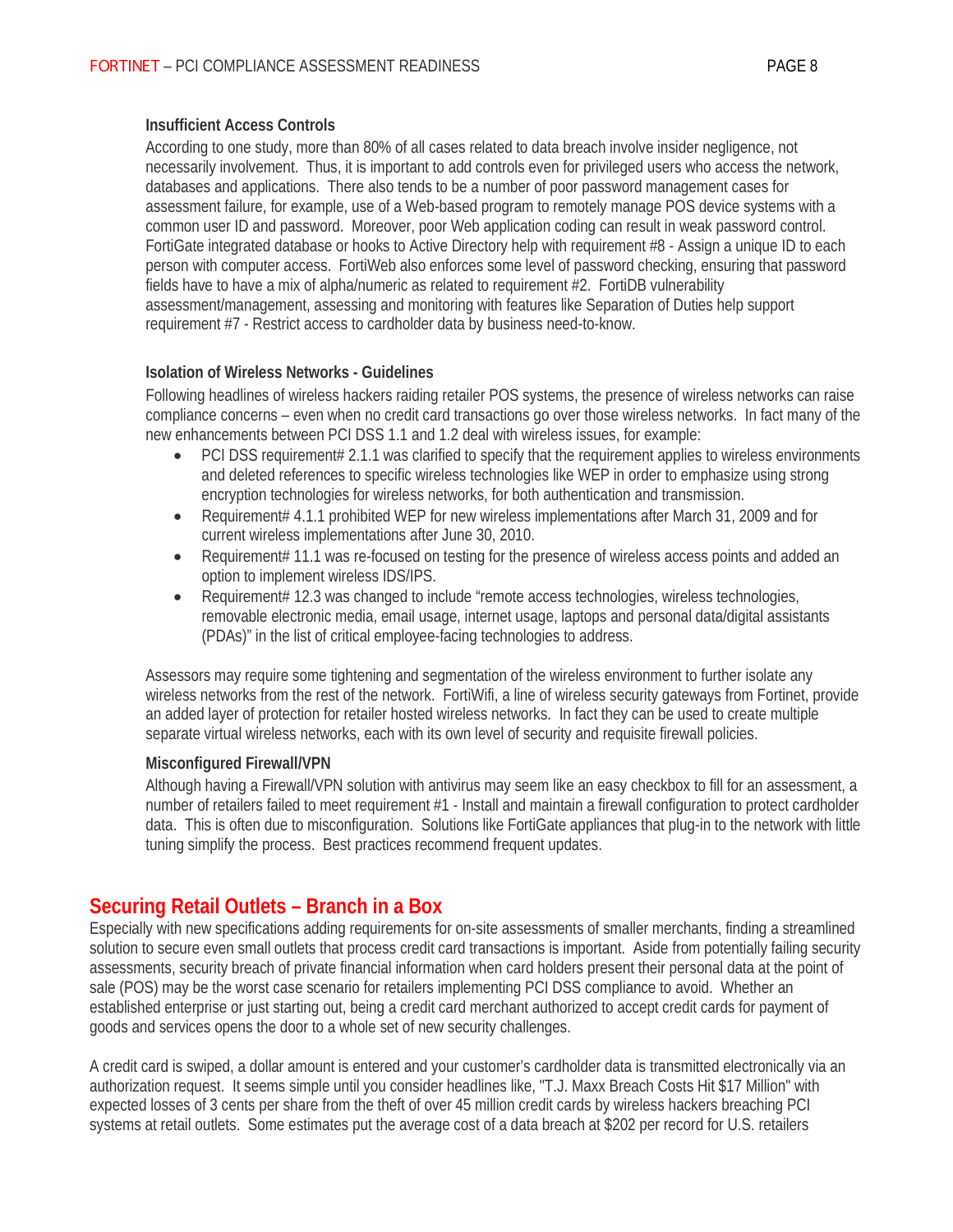### Insufficient Access Controls

According to one study, more than 80% of all cases related to data breach involve insider negligence, not necessarily involvement. Thus, it is important to add controls even for privileged users who access the network, databases and applications. There also tends to be a number of poor password management cases for assessment failure, for example, use of a Web-based program to remotely manage POS device systems with a common user ID and password. Moreover, poor Web application coding can result in weak password control. FortiGate integrated database or hooks to Active Directory help with requirement #8 - Assign a unique ID to each person with computer access. FortiWeb also enforces some level of password checking, ensuring that password fields have to have a mix of alpha/numeric as related to requirement #2. FortiDB vulnerability assessment/management, assessing and monitoring with features like Separation of Duties help support requirement #7 - Restrict access to cardholder data by business need-to-know.

### Isolation of Wireless Networks - Guidelines

Following headlines of wireless hackers raiding retailer POS systems, the presence of wireless networks can raise compliance concerns – even when no credit card transactions go over those wireless networks. In fact many of the new enhancements between PCI DSS 1.1 and 1.2 deal with wireless issues, for example:

- PCI DSS requirement# 2.1.1 was clarified to specify that the requirement applies to wireless environments and deleted references to specific wireless technologies like WEP in order to emphasize using strong encryption technologies for wireless networks, for both authentication and transmission.
- Requirement# 4.1.1 prohibited WEP for new wireless implementations after March 31, 2009 and for current wireless implementations after June 30, 2010.
- Requirement# 11.1 was re-focused on testing for the presence of wireless access points and added an option to implement wireless IDS/IPS.
- Requirement# 12.3 was changed to include "remote access technologies, wireless technologies, removable electronic media, email usage, internet usage, laptops and personal data/digital assistants (PDAs)" in the list of critical employee-facing technologies to address.

Assessors may require some tightening and segmentation of the wireless environment to further isolate any wireless networks from the rest of the network. FortiWifi, a line of wireless security gateways from Fortinet, provide an added layer of protection for retailer hosted wireless networks. In fact they can be used to create multiple separate virtual wireless networks, each with its own level of security and requisite firewall policies.

### Misconfigured Firewall/VPN

Although having a Firewall/VPN solution with antivirus may seem like an easy checkbox to fill for an assessment, a number of retailers failed to meet requirement #1 - Install and maintain a firewall configuration to protect cardholder data. This is often due to misconfiguration. Solutions like FortiGate appliances that plug-in to the network with little tuning simplify the process. Best practices recommend frequent updates.

## Securing Retail Outlets – Branch in a Box

Especially with new specifications adding requirements for on-site assessments of smaller merchants, finding a streamlined solution to secure even small outlets that process credit card transactions is important. Aside from potentially failing security assessments, security breach of private financial information when card holders present their personal data at the point of sale (POS) may be the worst case scenario for retailers implementing PCI DSS compliance to avoid. Whether an established enterprise or just starting out, being a credit card merchant authorized to accept credit cards for payment of goods and services opens the door to a whole set of new security challenges.

A credit card is swiped, a dollar amount is entered and your customer's cardholder data is transmitted electronically via an authorization request. It seems simple until you consider headlines like, "T.J. Maxx Breach Costs Hit $17 Million" with expected losses of 3 cents per share from the theft of over 45 million credit cards by wireless hackers breaching PCI systems at retail outlets. Some estimates put the average cost of a data breach at $202 per record for U.S. retailers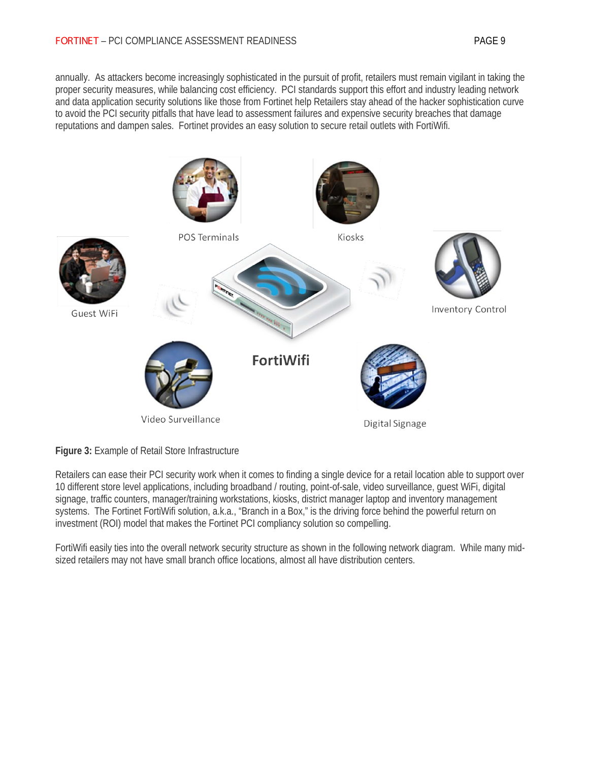annually. As attackers become increasingly sophisticated in the pursuit of profit, retailers must remain vigilant in taking the proper security measures, while balancing cost efficiency. PCI standards support this effort and industry leading network and data application security solutions like those from Fortinet help Retailers stay ahead of the hacker sophistication curve to avoid the PCI security pitfalls that have lead to assessment failures and expensive security breaches that damage reputations and dampen sales. Fortinet provides an easy solution to secure retail outlets with FortiWifi.

POS Terminals

Kiosks

Guest WiFi

Inventory Control

FortiWifi

Video Surveillance

Digital Signage

**Figure 3:** Example of Retail Store Infrastructure

Retailers can ease their PCI security work when it comes to finding a single device for a retail location able to support over 10 different store level applications, including broadband / routing, point-of-sale, video surveillance, guest WiFi, digital signage, traffic counters, manager/training workstations, kiosks, district manager laptop and inventory management systems. The Fortinet FortiWifi solution, a.k.a., "Branch in a Box," is the driving force behind the powerful return on investment (ROI) model that makes the Fortinet PCI compliancy solution so compelling.

FortiWifi easily ties into the overall network security structure as shown in the following network diagram. While many mid-sized retailers may not have small branch office locations, almost all have distribution centers.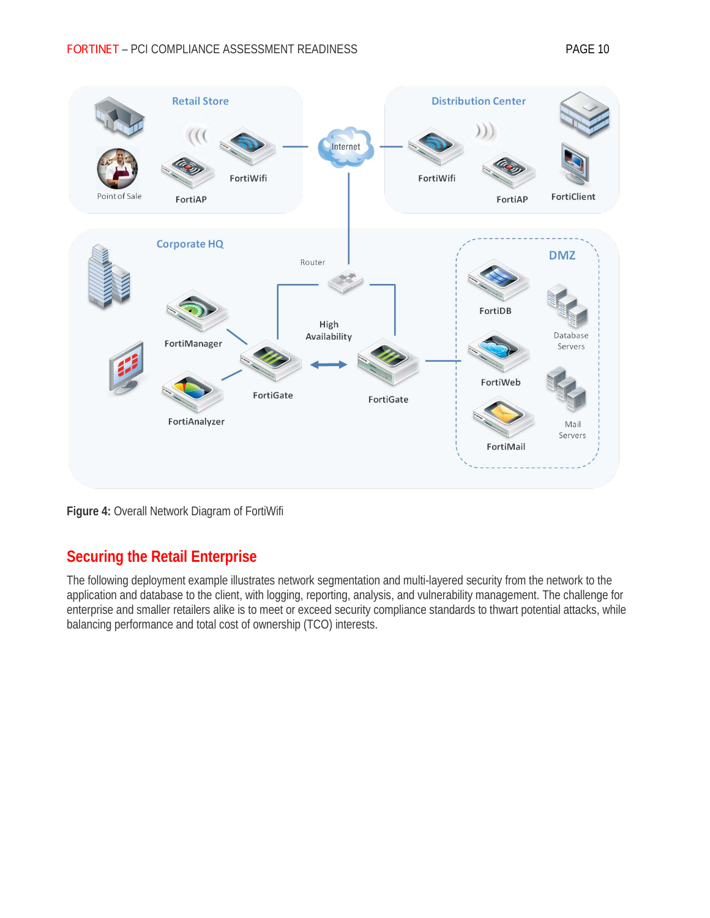**Figure 4:** Overall Network Diagram of FortiWifi

## Securing the Retail Enterprise

The following deployment example illustrates network segmentation and multi-layered security from the network to the application and database to the client, with logging, reporting, analysis, and vulnerability management. The challenge for enterprise and smaller retailers alike is to meet or exceed security compliance standards to thwart potential attacks, while balancing performance and total cost of ownership (TCO) interests.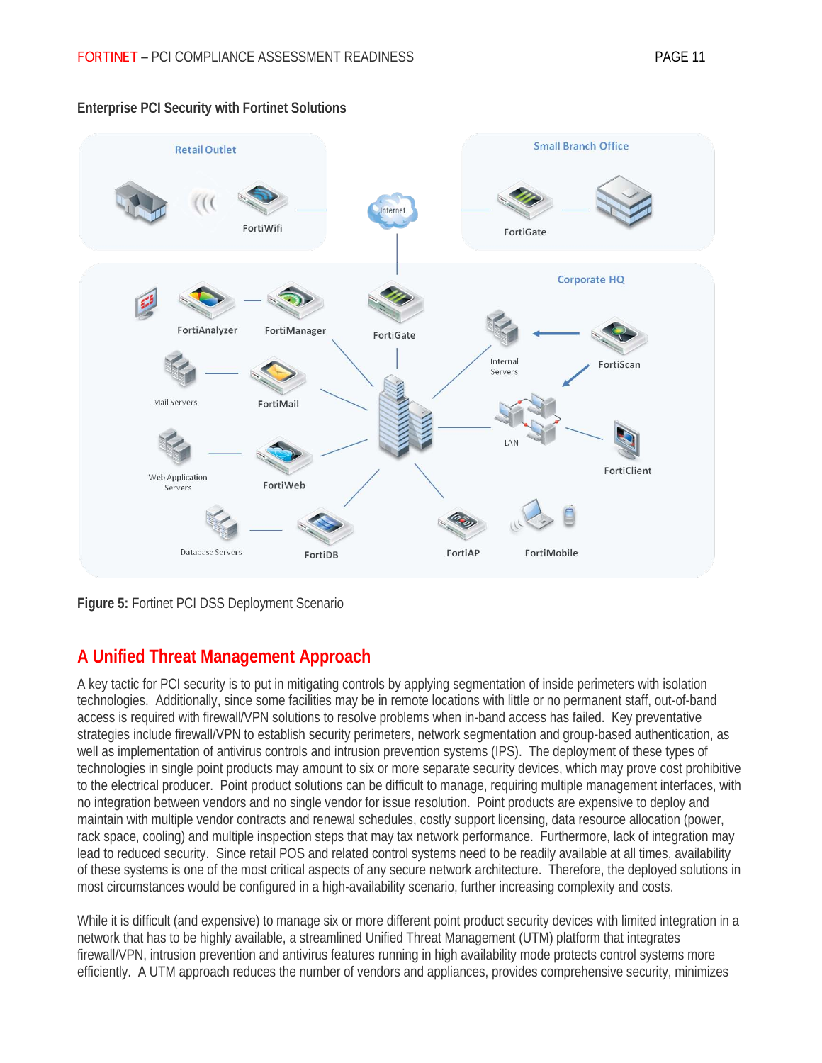**Enterprise PCI Security with Fortinet Solutions**

**Figure 5:** Fortinet PCI DSS Deployment Scenario

## A Unified Threat Management Approach

A key tactic for PCI security is to put in mitigating controls by applying segmentation of inside perimeters with isolation technologies. Additionally, since some facilities may be in remote locations with little or no permanent staff, out-of-band access is required with firewall/VPN solutions to resolve problems when in-band access has failed. Key preventative strategies include firewall/VPN to establish security perimeters, network segmentation and group-based authentication, as well as implementation of antivirus controls and intrusion prevention systems (IPS). The deployment of these types of technologies in single point products may amount to six or more separate security devices, which may prove cost prohibitive to the electrical producer. Point product solutions can be difficult to manage, requiring multiple management interfaces, with no integration between vendors and no single vendor for issue resolution. Point products are expensive to deploy and maintain with multiple vendor contracts and renewal schedules, costly support licensing, data resource allocation (power, rack space, cooling) and multiple inspection steps that may tax network performance. Furthermore, lack of integration may lead to reduced security. Since retail POS and related control systems need to be readily available at all times, availability of these systems is one of the most critical aspects of any secure network architecture. Therefore, the deployed solutions in most circumstances would be configured in a high-availability scenario, further increasing complexity and costs.

While it is difficult (and expensive) to manage six or more different point product security devices with limited integration in a network that has to be highly available, a streamlined Unified Threat Management (UTM) platform that integrates firewall/VPN, intrusion prevention and antivirus features running in high availability mode protects control systems more efficiently. A UTM approach reduces the number of vendors and appliances, provides comprehensive security, minimizes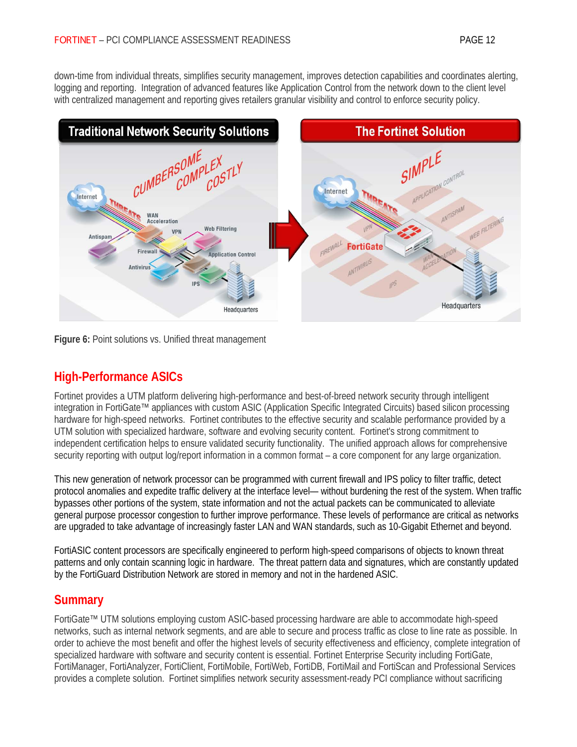down-time from individual threats, simplifies security management, improves detection capabilities and coordinates alerting, logging and reporting. Integration of advanced features like Application Control from the network down to the client level with centralized management and reporting gives retailers granular visibility and control to enforce security policy.

**Figure 6:** Point solutions vs. Unified threat management

## High-Performance ASICs

Fortinet provides a UTM platform delivering high-performance and best-of-breed network security through intelligent integration in FortiGate™ appliances with custom ASIC (Application Specific Integrated Circuits) based silicon processing hardware for high-speed networks. Fortinet contributes to the effective security and scalable performance provided by a UTM solution with specialized hardware, software and evolving security content. Fortinet's strong commitment to independent certification helps to ensure validated security functionality. The unified approach allows for comprehensive security reporting with output log/report information in a common format – a core component for any large organization.

This new generation of network processor can be programmed with current firewall and IPS policy to filter traffic, detect protocol anomalies and expedite traffic delivery at the interface level— without burdening the rest of the system. When traffic bypasses other portions of the system, state information and not the actual packets can be communicated to alleviate general purpose processor congestion to further improve performance. These levels of performance are critical as networks are upgraded to take advantage of increasingly faster LAN and WAN standards, such as 10-Gigabit Ethernet and beyond.

FortiASIC content processors are specifically engineered to perform high-speed comparisons of objects to known threat patterns and only contain scanning logic in hardware. The threat pattern data and signatures, which are constantly updated by the FortiGuard Distribution Network are stored in memory and not in the hardened ASIC.

## Summary

FortiGate™ UTM solutions employing custom ASIC-based processing hardware are able to accommodate high-speed networks, such as internal network segments, and are able to secure and process traffic as close to line rate as possible. In order to achieve the most benefit and offer the highest levels of security effectiveness and efficiency, complete integration of specialized hardware with software and security content is essential. Fortinet Enterprise Security including FortiGate, FortiManager, FortiAnalyzer, FortiClient, FortiMobile, FortiWeb, FortiDB, FortiMail and FortiScan and Professional Services provides a complete solution. Fortinet simplifies network security assessment-ready PCI compliance without sacrificing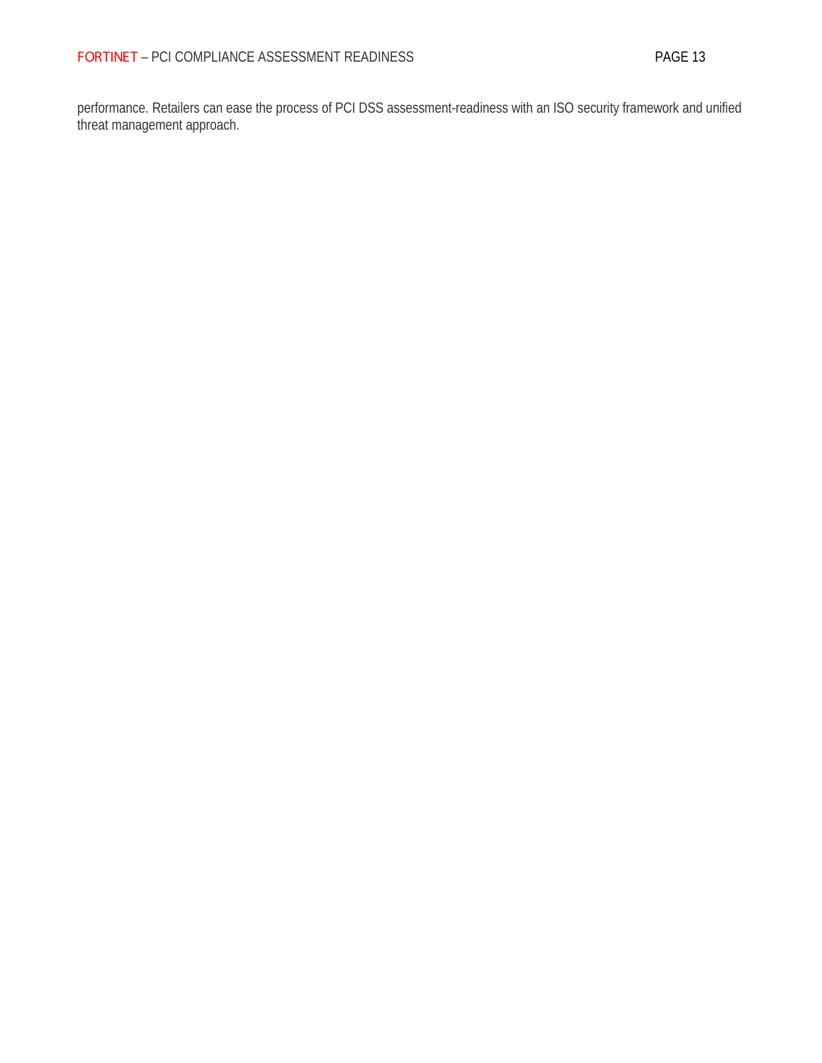performance. Retailers can ease the process of PCI DSS assessment-readiness with an ISO security framework and unified threat management approach.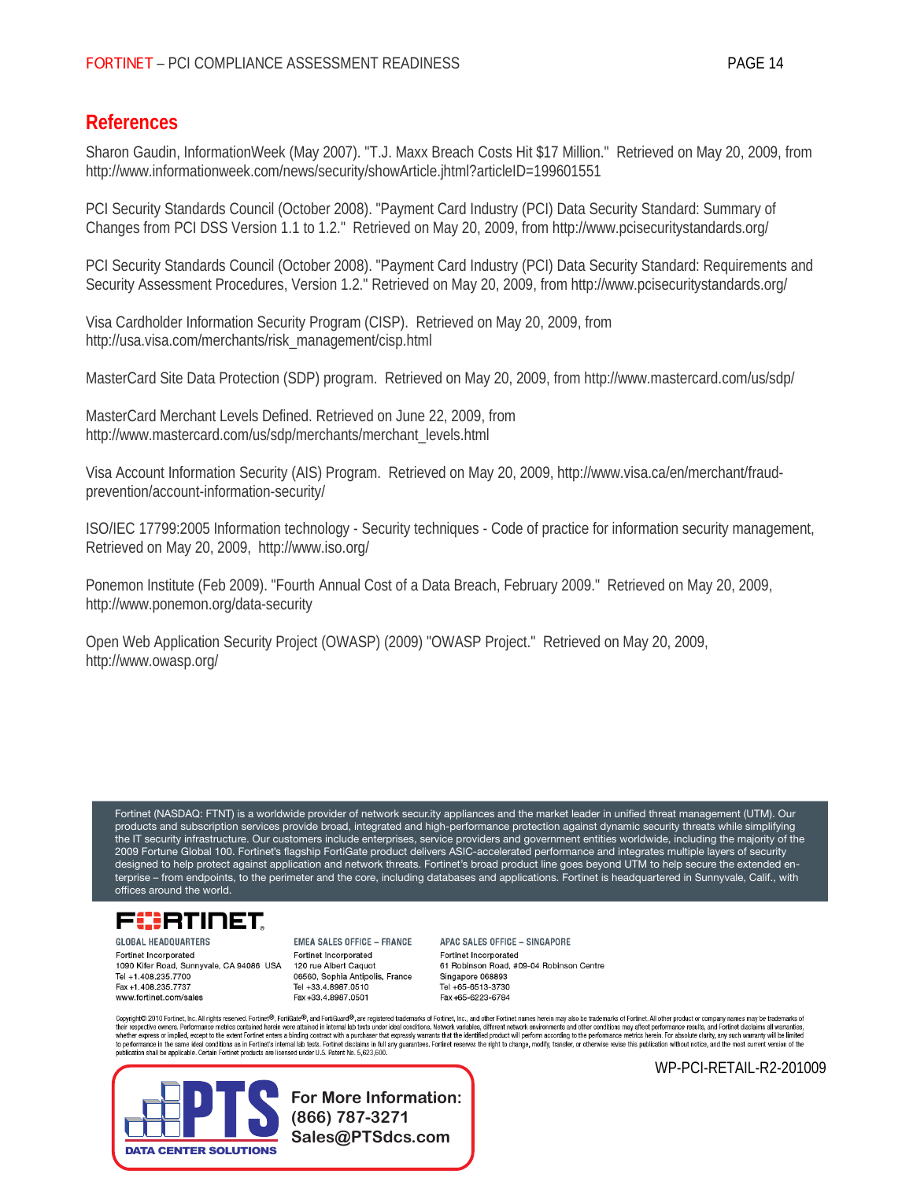## References

Sharon Gaudin, InformationWeek (May 2007). "T.J. Maxx Breach Costs Hit $17 Million." Retrieved on May 20, 2009, from http://www.informationweek.com/news/security/showArticle.jhtml?articleID=199601551

PCI Security Standards Council (October 2008). "Payment Card Industry (PCI) Data Security Standard: Summary of Changes from PCI DSS Version 1.1 to 1.2." Retrieved on May 20, 2009, from http://www.pcisecuritystandards.org/

PCI Security Standards Council (October 2008). "Payment Card Industry (PCI) Data Security Standard: Requirements and Security Assessment Procedures, Version 1.2." Retrieved on May 20, 2009, from http://www.pcisecuritystandards.org/

Visa Cardholder Information Security Program (CISP). Retrieved on May 20, 2009, from http://usa.visa.com/merchants/risk_management/cisp.html

MasterCard Site Data Protection (SDP) program. Retrieved on May 20, 2009, from http://www.mastercard.com/us/sdp/

MasterCard Merchant Levels Defined. Retrieved on June 22, 2009, from http://www.mastercard.com/us/sdp/merchants/merchant_levels.html

Visa Account Information Security (AIS) Program. Retrieved on May 20, 2009, http://www.visa.ca/en/merchant/fraud-prevention/account-information-security/

ISO/IEC 17799:2005 Information technology - Security techniques - Code of practice for information security management, Retrieved on May 20, 2009, http://www.iso.org/

Ponemon Institute (Feb 2009). "Fourth Annual Cost of a Data Breach, February 2009." Retrieved on May 20, 2009, http://www.ponemon.org/data-security

Open Web Application Security Project (OWASP) (2009) "OWASP Project." Retrieved on May 20, 2009, http://www.owasp.org/

Fortinet (NASDAQ: FTNT) is a worldwide provider of network secur.ity appliances and the market leader in unified threat management (UTM). Our products and subscription services provide broad, integrated and high-performance protection against dynamic security threats while simplifying the IT security infrastructure. Our customers include enterprises, service providers and government entities worldwide, including the majority of the 2009 Fortune Global 100. Fortinet's flagship FortiGate product delivers ASIC-accelerated performance and integrates multiple layers of security designed to help protect against application and network threats. Fortinet's broad product line goes beyond UTM to help secure the extended enterprise – from endpoints, to the perimeter and the core, including databases and applications. Fortinet is headquartered in Sunnyvale, Calif., with offices around the world.

FORTINET

**GLOBAL HEADQUARTERS**
Fortinet Incorporated
1090 Kifer Road, Sunnyvale, CA 94086 USA
Tel +1.408.235.7700
Fax +1.408.235.7737
www.fortinet.com/sales

**EMEA SALES OFFICE – FRANCE**
Fortinet Incorporated
120 rue Albert Caquot
06560, Sophia Antipolis, France
Tel +33.4.8987.0510
Fax +33.4.8987.0501

**APAC SALES OFFICE – SINGAPORE**
Fortinet Incorporated
61 Robinson Road, #09-04 Robinson Centre
Singapore 068893
Tel +65-6513-3730
Fax +65-6223-6784

Copyright© 2010 Fortinet, Inc. All rights reserved. Fortinet®, FortiGate®, and FortiGuard®, are registered trademarks of Fortinet, Inc., and other Fortinet names herein may also be trademarks of Fortinet. All other product or company names may be trademarks of their respective owners. Performance metrics contained herein were attained in internal lab tests under ideal conditions. Network variables, different network environments and other conditions may affect performance results, and Fortinet disclaims all warranties, whether express or implied, except to the extent Fortinet enters a binding contract with a purchaser that expressly warrants that the identified product will perform according to the performance metrics herein. For absolute clarity, any such warranty will be limited to performance in the same ideal conditions as in Fortinet's internal lab tests. Fortinet disclaims in full any guarantees. Fortinet reserves the right to change, modify, transfer, or otherwise revise this publication without notice, and the most current version of the publication shall be applicable. Certain Fortinet products are licensed under U.S. Patent No. 5,623,600.

WP-PCI-RETAIL-R2-201009

PTS DATA CENTER SOLUTIONS

**For More Information:**
**(866) 787-3271**
**Sales@PTSdcs.com**